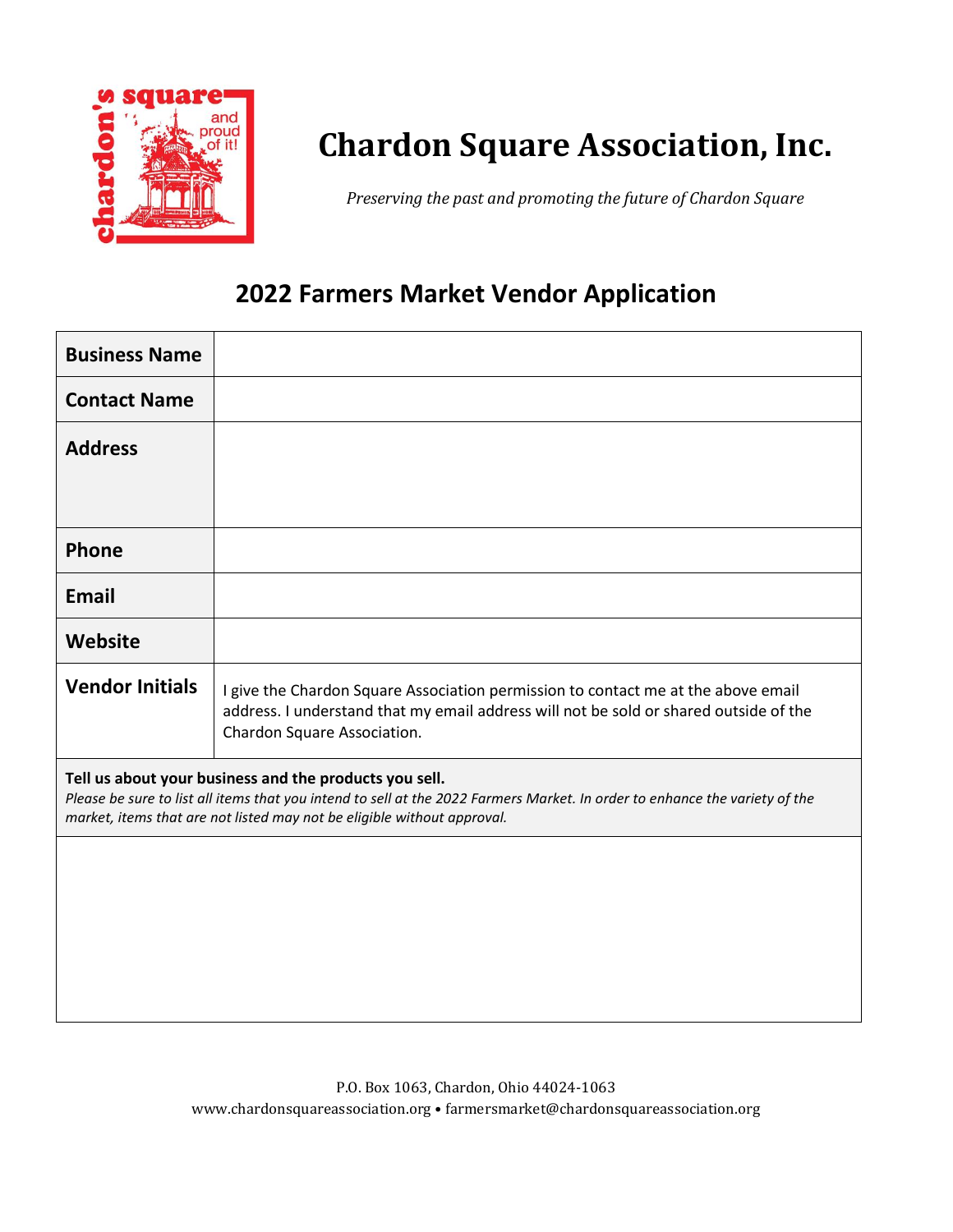# Chardon Square Association, Inc.

*Preserving the past and promoting the future of Chardon Square*

## 2022 Farmers Market Vendor Application

| **Business Name** | |
|---|---|
| **Contact Name** | |
| **Address** | |
| **Phone** | |
| **Email** | |
| **Website** | |
| **Vendor Initials** | I give the Chardon Square Association permission to contact me at the above email address. I understand that my email address will not be sold or shared outside of the Chardon Square Association. |

**Tell us about your business and the products you sell.**
*Please be sure to list all items that you intend to sell at the 2022 Farmers Market. In order to enhance the variety of the market, items that are not listed may not be eligible without approval.*

P.O. Box 1063, Chardon, Ohio 44024-1063
www.chardonsquareassociation.org • farmersmarket@chardonsquareassociation.org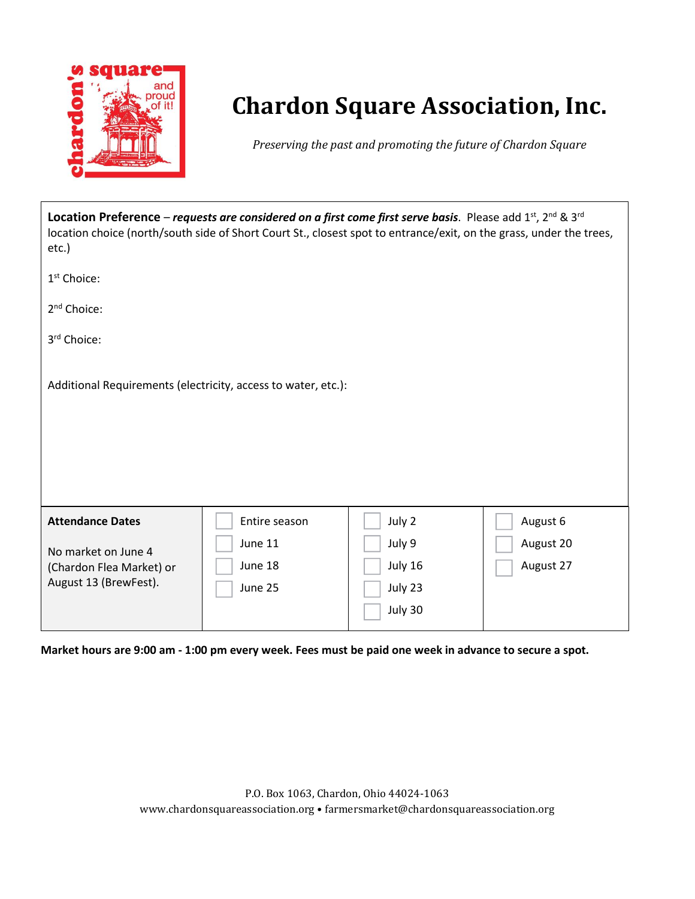# Chardon Square Association, Inc.

*Preserving the past and promoting the future of Chardon Square*

**Location Preference** – ***requests are considered on a first come first serve basis***. Please add 1st, 2nd & 3rd location choice (north/south side of Short Court St., closest spot to entrance/exit, on the grass, under the trees, etc.)

1st Choice:

2nd Choice:

3rd Choice:

Additional Requirements (electricity, access to water, etc.):

| **Attendance Dates** | | | |
|---|---|---|---|
| No market on June 4 (Chardon Flea Market) or August 13 (BrewFest). | ☐ Entire season | ☐ July 2 | ☐ August 6 |
| | ☐ June 11 | ☐ July 9 | ☐ August 20 |
| | ☐ June 18 | ☐ July 16 | ☐ August 27 |
| | ☐ June 25 | ☐ July 23 | |
| | | ☐ July 30 | |

**Market hours are 9:00 am - 1:00 pm every week. Fees must be paid one week in advance to secure a spot.**

P.O. Box 1063, Chardon, Ohio 44024-1063
www.chardonsquareassociation.org • farmersmarket@chardonsquareassociation.org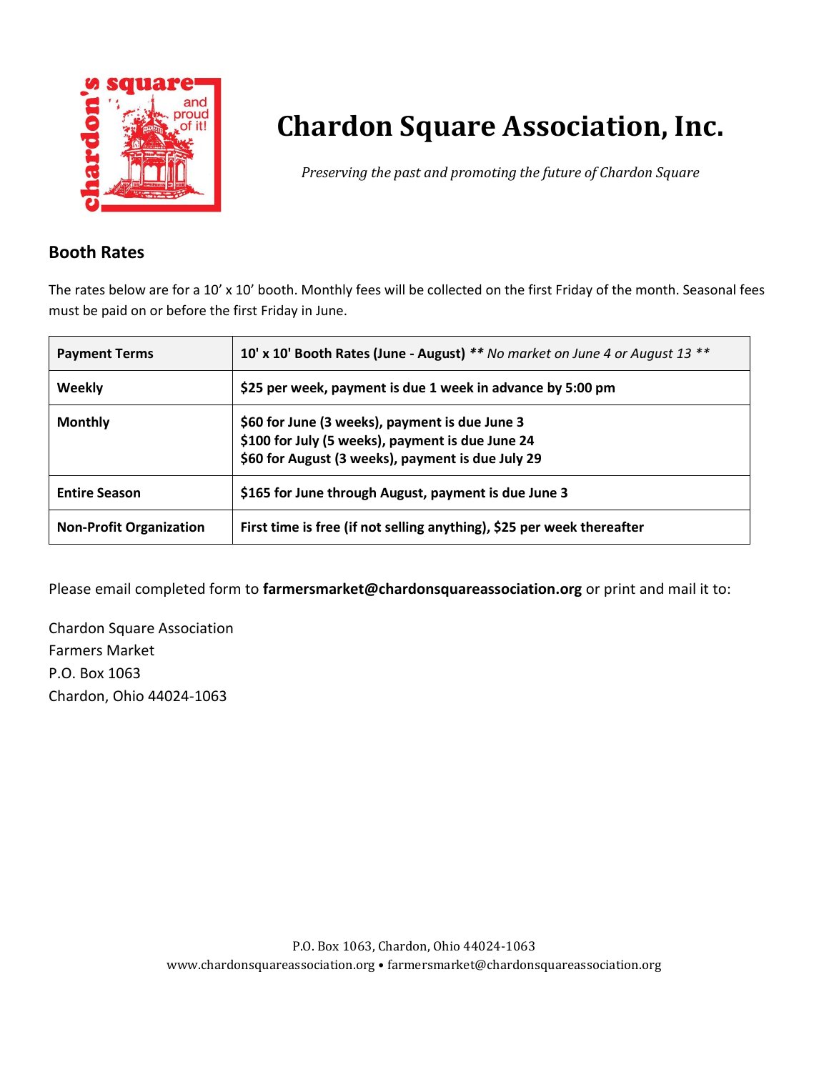# Chardon Square Association, Inc.

*Preserving the past and promoting the future of Chardon Square*

## Booth Rates

The rates below are for a 10' x 10' booth. Monthly fees will be collected on the first Friday of the month. Seasonal fees must be paid on or before the first Friday in June.

| Payment Terms | 10' x 10' Booth Rates (June - August) *** No market on June 4 or August 13 *** |
|---|---|
| **Weekly** | **$25 per week, payment is due 1 week in advance by 5:00 pm** |
| **Monthly** | **$60 for June (3 weeks), payment is due June 3**<br>**$100 for July (5 weeks), payment is due June 24**<br>**$60 for August (3 weeks), payment is due July 29** |
| **Entire Season** | **$165 for June through August, payment is due June 3** |
| **Non-Profit Organization** | **First time is free (if not selling anything), $25 per week thereafter** |

Please email completed form to **farmersmarket@chardonsquareassociation.org** or print and mail it to:

Chardon Square Association
Farmers Market
P.O. Box 1063
Chardon, Ohio 44024-1063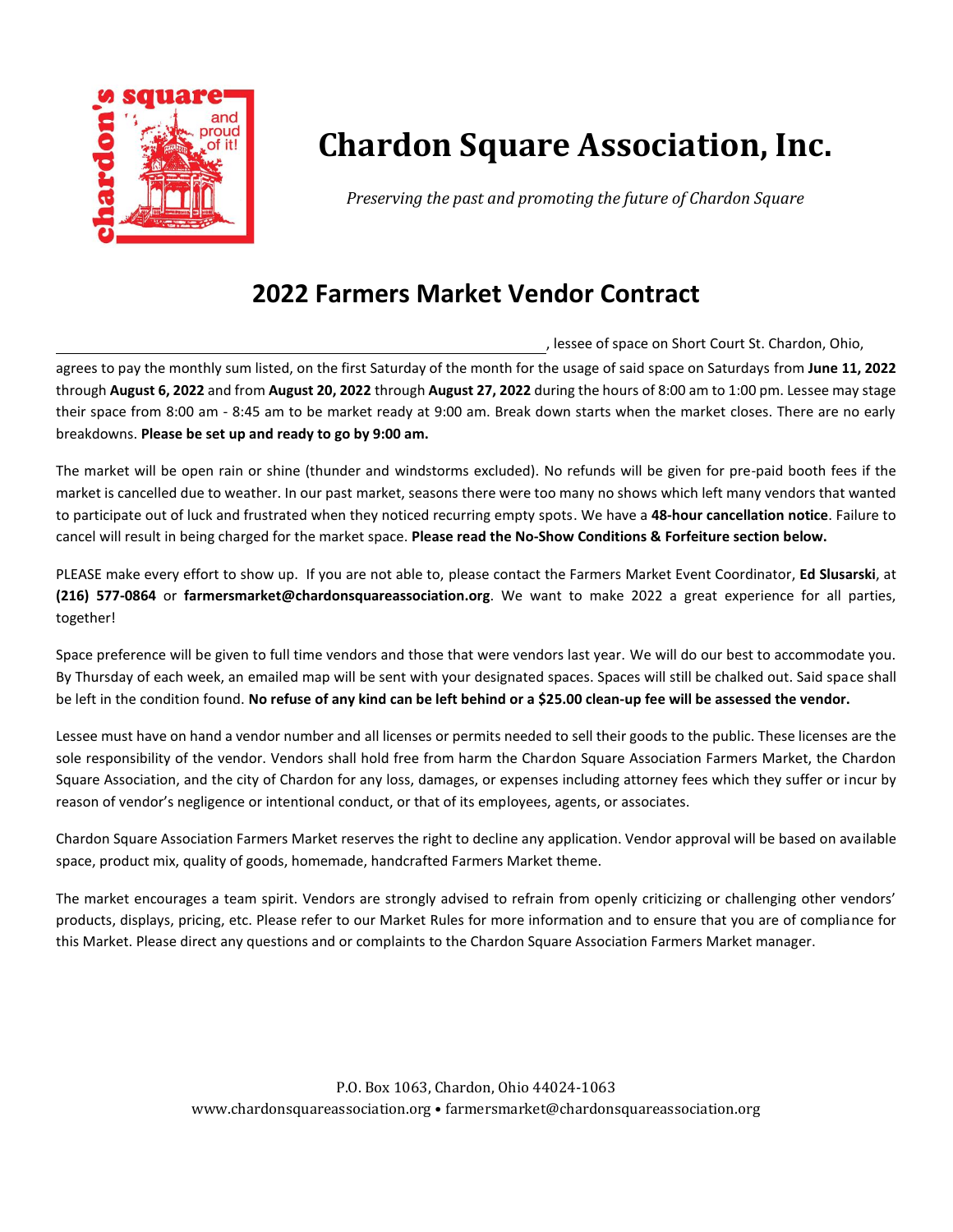# Chardon Square Association, Inc.

*Preserving the past and promoting the future of Chardon Square*

## 2022 Farmers Market Vendor Contract

_______________________________________________, lessee of space on Short Court St. Chardon, Ohio, agrees to pay the monthly sum listed, on the first Saturday of the month for the usage of said space on Saturdays from **June 11, 2022** through **August 6, 2022** and from **August 20, 2022** through **August 27, 2022** during the hours of 8:00 am to 1:00 pm. Lessee may stage their space from 8:00 am - 8:45 am to be market ready at 9:00 am. Break down starts when the market closes. There are no early breakdowns. **Please be set up and ready to go by 9:00 am.**

The market will be open rain or shine (thunder and windstorms excluded). No refunds will be given for pre-paid booth fees if the market is cancelled due to weather. In our past market, seasons there were too many no shows which left many vendors that wanted to participate out of luck and frustrated when they noticed recurring empty spots. We have a **48-hour cancellation notice**. Failure to cancel will result in being charged for the market space. **Please read the No-Show Conditions & Forfeiture section below.**

PLEASE make every effort to show up. If you are not able to, please contact the Farmers Market Event Coordinator, **Ed Slusarski**, at **(216) 577-0864** or **farmersmarket@chardonsquareassociation.org**. We want to make 2022 a great experience for all parties, together!

Space preference will be given to full time vendors and those that were vendors last year. We will do our best to accommodate you. By Thursday of each week, an emailed map will be sent with your designated spaces. Spaces will still be chalked out. Said space shall be left in the condition found. **No refuse of any kind can be left behind or a $25.00 clean-up fee will be assessed the vendor.**

Lessee must have on hand a vendor number and all licenses or permits needed to sell their goods to the public. These licenses are the sole responsibility of the vendor. Vendors shall hold free from harm the Chardon Square Association Farmers Market, the Chardon Square Association, and the city of Chardon for any loss, damages, or expenses including attorney fees which they suffer or incur by reason of vendor's negligence or intentional conduct, or that of its employees, agents, or associates.

Chardon Square Association Farmers Market reserves the right to decline any application. Vendor approval will be based on available space, product mix, quality of goods, homemade, handcrafted Farmers Market theme.

The market encourages a team spirit. Vendors are strongly advised to refrain from openly criticizing or challenging other vendors' products, displays, pricing, etc. Please refer to our Market Rules for more information and to ensure that you are of compliance for this Market. Please direct any questions and or complaints to the Chardon Square Association Farmers Market manager.

P.O. Box 1063, Chardon, Ohio 44024-1063
www.chardonsquareassociation.org • farmersmarket@chardonsquareassociation.org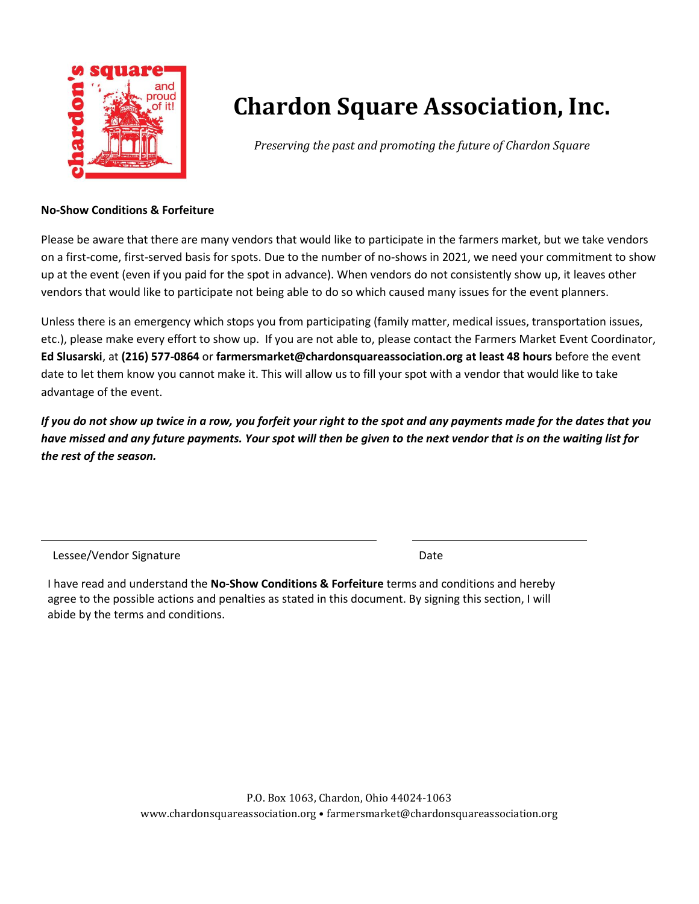# Chardon Square Association, Inc.

*Preserving the past and promoting the future of Chardon Square*

**No-Show Conditions & Forfeiture**

Please be aware that there are many vendors that would like to participate in the farmers market, but we take vendors on a first-come, first-served basis for spots. Due to the number of no-shows in 2021, we need your commitment to show up at the event (even if you paid for the spot in advance). When vendors do not consistently show up, it leaves other vendors that would like to participate not being able to do so which caused many issues for the event planners.

Unless there is an emergency which stops you from participating (family matter, medical issues, transportation issues, etc.), please make every effort to show up. If you are not able to, please contact the Farmers Market Event Coordinator, **Ed Slusarski**, at **(216) 577-0864** or **farmersmarket@chardonsquareassociation.org at least 48 hours** before the event date to let them know you cannot make it. This will allow us to fill your spot with a vendor that would like to take advantage of the event.

***If you do not show up twice in a row, you forfeit your right to the spot and any payments made for the dates that you have missed and any future payments. Your spot will then be given to the next vendor that is on the waiting list for the rest of the season.***

\_\_\_\_\_\_\_\_\_\_\_\_\_\_\_\_\_\_\_\_\_\_\_\_\_\_\_\_\_\_\_\_\_\_\_\_\_\_\_\_ \_\_\_\_\_\_\_\_\_\_\_\_\_\_\_\_\_\_\_\_\_\_

Lessee/Vendor Signature Date

I have read and understand the **No-Show Conditions & Forfeiture** terms and conditions and hereby agree to the possible actions and penalties as stated in this document. By signing this section, I will abide by the terms and conditions.

P.O. Box 1063, Chardon, Ohio 44024-1063
www.chardonsquareassociation.org • farmersmarket@chardonsquareassociation.org